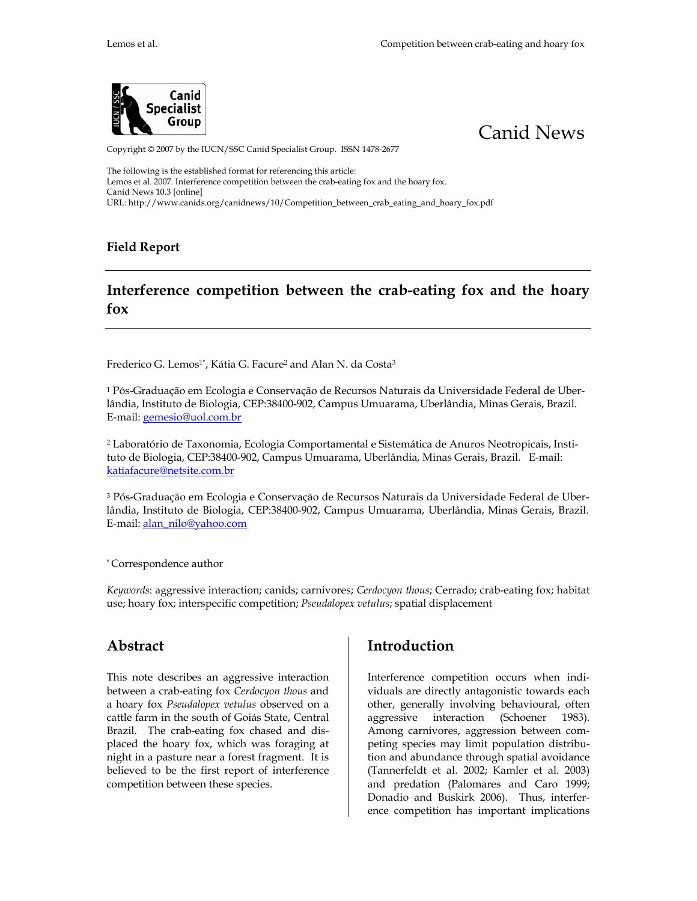Canid News

Copyright © 2007 by the IUCN/SSC Canid Specialist Group. ISSN 1478-2677

The following is the established format for referencing this article:
Lemos et al. 2007. Interference competition between the crab-eating fox and the hoary fox.
Canid News 10.3 [online]
URL: http://www.canids.org/canidnews/10/Competition_between_crab_eating_and_hoary_fox.pdf

**Field Report**

# Interference competition between the crab-eating fox and the hoary fox

Frederico G. Lemos[1*], Kátia G. Facure[2] and Alan N. da Costa[3]

[1] Pós-Graduação em Ecologia e Conservação de Recursos Naturais da Universidade Federal de Uberlândia, Instituto de Biologia, CEP:38400-902, Campus Umuarama, Uberlândia, Minas Gerais, Brazil. E-mail: gemesio@uol.com.br

[2] Laboratório de Taxonomia, Ecologia Comportamental e Sistemática de Anuros Neotropicais, Instituto de Biologia, CEP:38400-902, Campus Umuarama, Uberlândia, Minas Gerais, Brazil. E-mail: katiafacure@netsite.com.br

[3] Pós-Graduação em Ecologia e Conservação de Recursos Naturais da Universidade Federal de Uberlândia, Instituto de Biologia, CEP:38400-902, Campus Umuarama, Uberlândia, Minas Gerais, Brazil. E-mail: alan_nilo@yahoo.com

[*] Correspondence author

*Keywords*: aggressive interaction; canids; carnivores; *Cerdocyon thous*; Cerrado; crab-eating fox; habitat use; hoary fox; interspecific competition; *Pseudalopex vetulus*; spatial displacement

## Abstract

This note describes an aggressive interaction between a crab-eating fox *Cerdocyon thous* and a hoary fox *Pseudalopex vetulus* observed on a cattle farm in the south of Goiás State, Central Brazil. The crab-eating fox chased and displaced the hoary fox, which was foraging at night in a pasture near a forest fragment. It is believed to be the first report of interference competition between these species.

## Introduction

Interference competition occurs when individuals are directly antagonistic towards each other, generally involving behavioural, often aggressive interaction (Schoener 1983). Among carnivores, aggression between competing species may limit population distribution and abundance through spatial avoidance (Tannerfeldt et al. 2002; Kamler et al. 2003) and predation (Palomares and Caro 1999; Donadio and Buskirk 2006). Thus, interference competition has important implications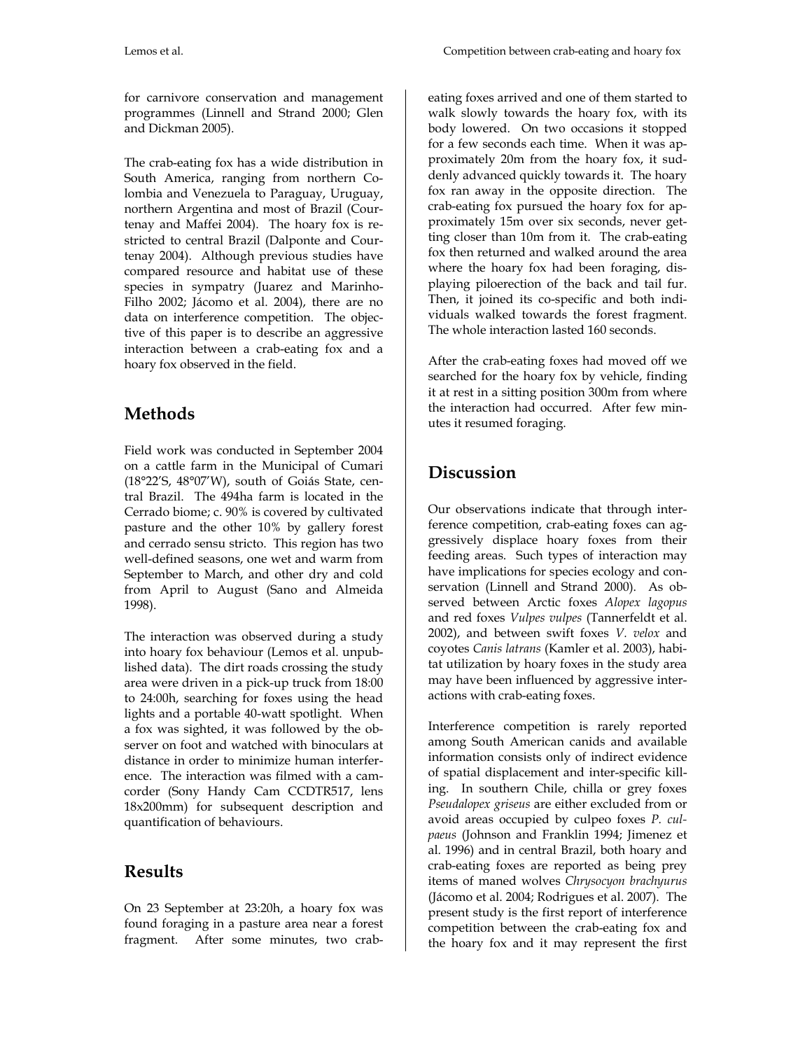for carnivore conservation and management programmes (Linnell and Strand 2000; Glen and Dickman 2005).

The crab-eating fox has a wide distribution in South America, ranging from northern Colombia and Venezuela to Paraguay, Uruguay, northern Argentina and most of Brazil (Courtenay and Maffei 2004). The hoary fox is restricted to central Brazil (Dalponte and Courtenay 2004). Although previous studies have compared resource and habitat use of these species in sympatry (Juarez and Marinho-Filho 2002; Jácomo et al. 2004), there are no data on interference competition. The objective of this paper is to describe an aggressive interaction between a crab-eating fox and a hoary fox observed in the field.

## Methods

Field work was conducted in September 2004 on a cattle farm in the Municipal of Cumari (18°22'S, 48°07'W), south of Goiás State, central Brazil. The 494ha farm is located in the Cerrado biome; c. 90% is covered by cultivated pasture and the other 10% by gallery forest and cerrado sensu stricto. This region has two well-defined seasons, one wet and warm from September to March, and other dry and cold from April to August (Sano and Almeida 1998).

The interaction was observed during a study into hoary fox behaviour (Lemos et al. unpublished data). The dirt roads crossing the study area were driven in a pick-up truck from 18:00 to 24:00h, searching for foxes using the head lights and a portable 40-watt spotlight. When a fox was sighted, it was followed by the observer on foot and watched with binoculars at distance in order to minimize human interference. The interaction was filmed with a camcorder (Sony Handy Cam CCDTR517, lens 18x200mm) for subsequent description and quantification of behaviours.

## Results

On 23 September at 23:20h, a hoary fox was found foraging in a pasture area near a forest fragment. After some minutes, two crab-eating foxes arrived and one of them started to walk slowly towards the hoary fox, with its body lowered. On two occasions it stopped for a few seconds each time. When it was approximately 20m from the hoary fox, it suddenly advanced quickly towards it. The hoary fox ran away in the opposite direction. The crab-eating fox pursued the hoary fox for approximately 15m over six seconds, never getting closer than 10m from it. The crab-eating fox then returned and walked around the area where the hoary fox had been foraging, displaying piloerection of the back and tail fur. Then, it joined its co-specific and both individuals walked towards the forest fragment. The whole interaction lasted 160 seconds.

After the crab-eating foxes had moved off we searched for the hoary fox by vehicle, finding it at rest in a sitting position 300m from where the interaction had occurred. After few minutes it resumed foraging.

## Discussion

Our observations indicate that through interference competition, crab-eating foxes can aggressively displace hoary foxes from their feeding areas. Such types of interaction may have implications for species ecology and conservation (Linnell and Strand 2000). As observed between Arctic foxes *Alopex lagopus* and red foxes *Vulpes vulpes* (Tannerfeldt et al. 2002), and between swift foxes *V. velox* and coyotes *Canis latrans* (Kamler et al. 2003), habitat utilization by hoary foxes in the study area may have been influenced by aggressive interactions with crab-eating foxes.

Interference competition is rarely reported among South American canids and available information consists only of indirect evidence of spatial displacement and inter-specific killing. In southern Chile, chilla or grey foxes *Pseudalopex griseus* are either excluded from or avoid areas occupied by culpeo foxes *P. culpaeus* (Johnson and Franklin 1994; Jimenez et al. 1996) and in central Brazil, both hoary and crab-eating foxes are reported as being prey items of maned wolves *Chrysocyon brachyurus* (Jácomo et al. 2004; Rodrigues et al. 2007). The present study is the first report of interference competition between the crab-eating fox and the hoary fox and it may represent the first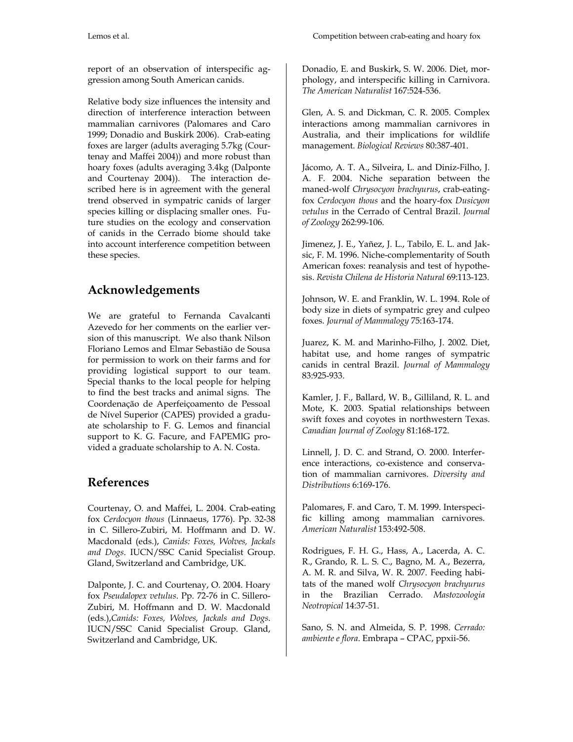report of an observation of interspecific aggression among South American canids.

Relative body size influences the intensity and direction of interference interaction between mammalian carnivores (Palomares and Caro 1999; Donadio and Buskirk 2006). Crab-eating foxes are larger (adults averaging 5.7kg (Courtenay and Maffei 2004)) and more robust than hoary foxes (adults averaging 3.4kg (Dalponte and Courtenay 2004)). The interaction described here is in agreement with the general trend observed in sympatric canids of larger species killing or displacing smaller ones. Future studies on the ecology and conservation of canids in the Cerrado biome should take into account interference competition between these species.

## Acknowledgements

We are grateful to Fernanda Cavalcanti Azevedo for her comments on the earlier version of this manuscript. We also thank Nilson Floriano Lemos and Elmar Sebastião de Sousa for permission to work on their farms and for providing logistical support to our team. Special thanks to the local people for helping to find the best tracks and animal signs. The Coordenação de Aperfeiçoamento de Pessoal de Nível Superior (CAPES) provided a graduate scholarship to F. G. Lemos and financial support to K. G. Facure, and FAPEMIG provided a graduate scholarship to A. N. Costa.

## References

Courtenay, O. and Maffei, L. 2004. Crab-eating fox *Cerdocyon thous* (Linnaeus, 1776). Pp. 32-38 in C. Sillero-Zubiri, M. Hoffmann and D. W. Macdonald (eds.), *Canids: Foxes, Wolves, Jackals and Dogs*. IUCN/SSC Canid Specialist Group. Gland, Switzerland and Cambridge, UK.

Dalponte, J. C. and Courtenay, O. 2004. Hoary fox *Pseudalopex vetulus*. Pp. 72-76 in C. Sillero-Zubiri, M. Hoffmann and D. W. Macdonald (eds.),*Canids: Foxes, Wolves, Jackals and Dogs*. IUCN/SSC Canid Specialist Group. Gland, Switzerland and Cambridge, UK.

Donadio, E. and Buskirk, S. W. 2006. Diet, morphology, and interspecific killing in Carnivora. *The American Naturalist* 167:524-536.

Glen, A. S. and Dickman, C. R. 2005. Complex interactions among mammalian carnivores in Australia, and their implications for wildlife management. *Biological Reviews* 80:387-401.

Jácomo, A. T. A., Silveira, L. and Diniz-Filho, J. A. F. 2004. Niche separation between the maned-wolf *Chrysocyon brachyurus*, crab-eating-fox *Cerdocyon thous* and the hoary-fox *Dusicyon vetulus* in the Cerrado of Central Brazil. *Journal of Zoology* 262:99-106.

Jimenez, J. E., Yañez, J. L., Tabilo, E. L. and Jaksic, F. M. 1996. Niche-complementarity of South American foxes: reanalysis and test of hypothesis. *Revista Chilena de Historia Natural* 69:113-123.

Johnson, W. E. and Franklin, W. L. 1994. Role of body size in diets of sympatric grey and culpeo foxes. *Journal of Mammalogy* 75:163-174.

Juarez, K. M. and Marinho-Filho, J. 2002. Diet, habitat use, and home ranges of sympatric canids in central Brazil. *Journal of Mammalogy* 83:925-933.

Kamler, J. F., Ballard, W. B., Gilliland, R. L. and Mote, K. 2003. Spatial relationships between swift foxes and coyotes in northwestern Texas. *Canadian Journal of Zoology* 81:168-172.

Linnell, J. D. C. and Strand, O. 2000. Interference interactions, co-existence and conservation of mammalian carnivores. *Diversity and Distributions* 6:169-176.

Palomares, F. and Caro, T. M. 1999. Interspecific killing among mammalian carnivores. *American Naturalist* 153:492-508.

Rodrigues, F. H. G., Hass, A., Lacerda, A. C. R., Grando, R. L. S. C., Bagno, M. A., Bezerra, A. M. R. and Silva, W. R. 2007. Feeding habitats of the maned wolf *Chrysocyon brachyurus* in the Brazilian Cerrado. *Mastozoologia Neotropical* 14:37-51.

Sano, S. N. and Almeida, S. P. 1998. *Cerrado: ambiente e flora*. Embrapa – CPAC, ppxii-56.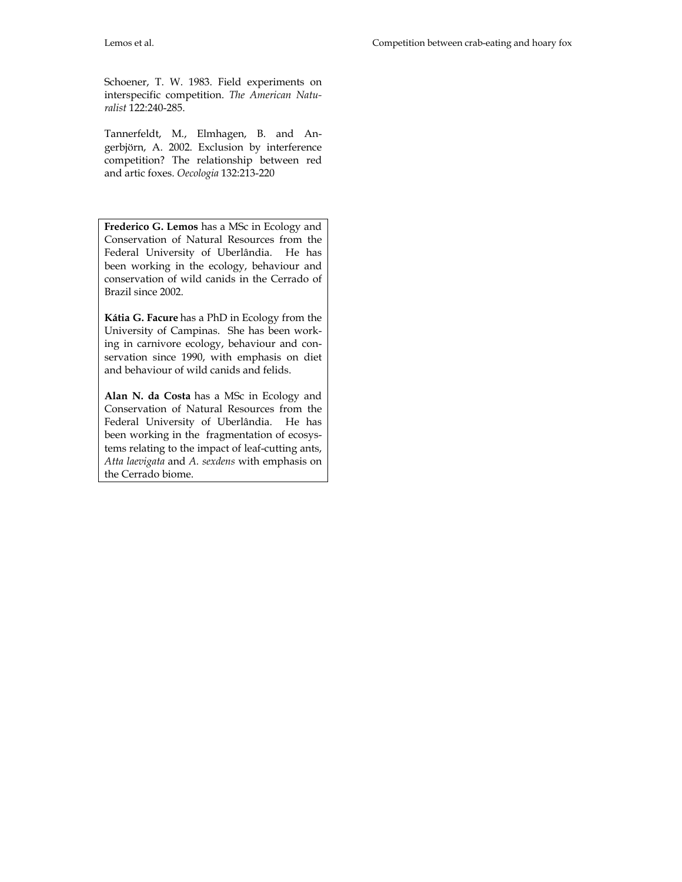Schoener, T. W. 1983. Field experiments on interspecific competition. *The American Naturalist* 122:240-285.

Tannerfeldt, M., Elmhagen, B. and Angerbjörn, A. 2002. Exclusion by interference competition? The relationship between red and artic foxes. *Oecologia* 132:213-220

**Frederico G. Lemos** has a MSc in Ecology and Conservation of Natural Resources from the Federal University of Uberlândia. He has been working in the ecology, behaviour and conservation of wild canids in the Cerrado of Brazil since 2002.

**Kátia G. Facure** has a PhD in Ecology from the University of Campinas. She has been working in carnivore ecology, behaviour and conservation since 1990, with emphasis on diet and behaviour of wild canids and felids.

**Alan N. da Costa** has a MSc in Ecology and Conservation of Natural Resources from the Federal University of Uberlândia. He has been working in the fragmentation of ecosystems relating to the impact of leaf-cutting ants, *Atta laevigata* and *A. sexdens* with emphasis on the Cerrado biome.